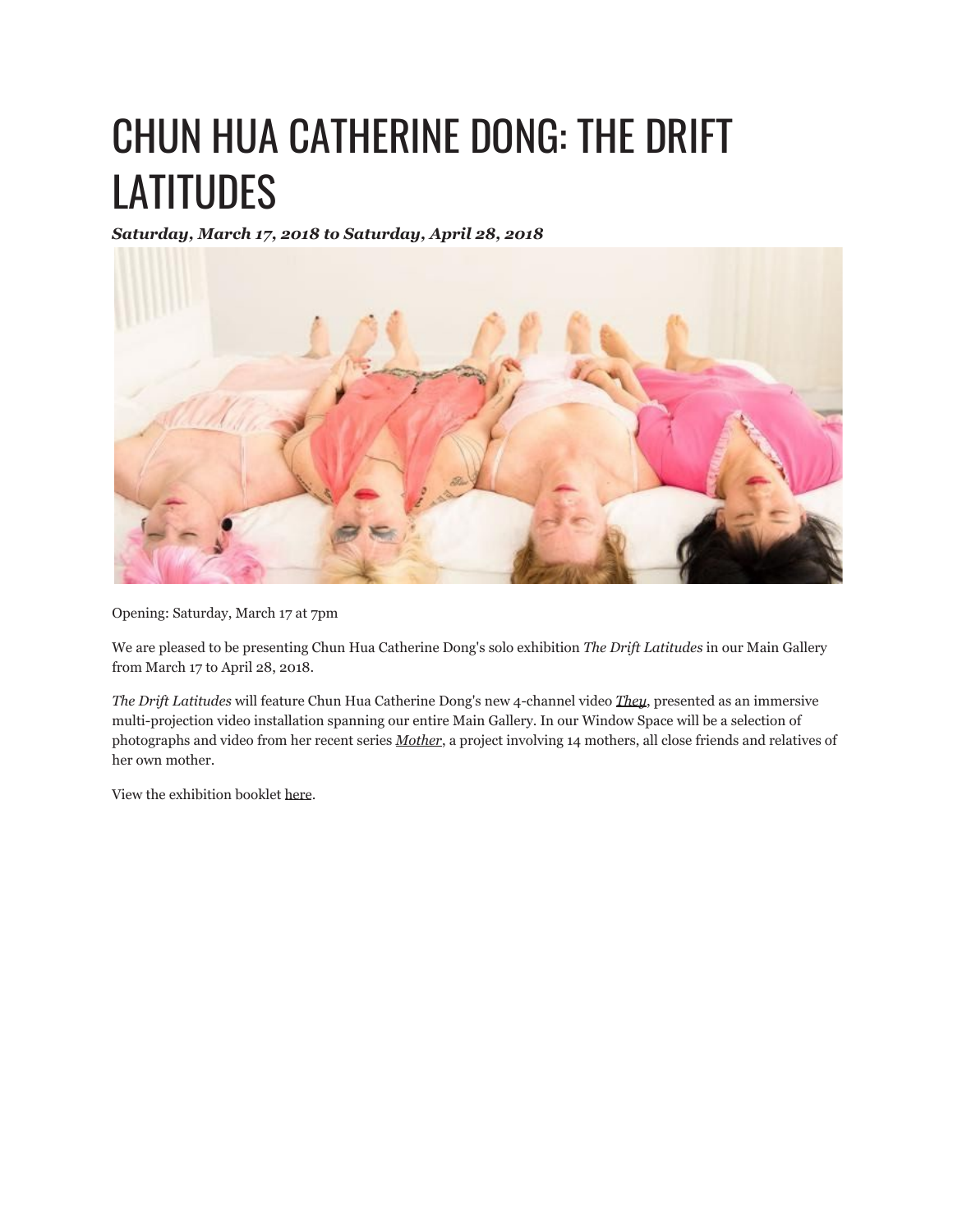# CHUN HUA CATHERINE DONG: THE DRIFT LATITUDES

***Saturday, March 17, 2018 to Saturday, April 28, 2018***

Opening: Saturday, March 17 at 7pm

We are pleased to be presenting Chun Hua Catherine Dong's solo exhibition *The Drift Latitudes* in our Main Gallery from March 17 to April 28, 2018.

*The Drift Latitudes* will feature Chun Hua Catherine Dong's new 4-channel video *They*, presented as an immersive multi-projection video installation spanning our entire Main Gallery. In our Window Space will be a selection of photographs and video from her recent series *Mother*, a project involving 14 mothers, all close friends and relatives of her own mother.

View the exhibition booklet here.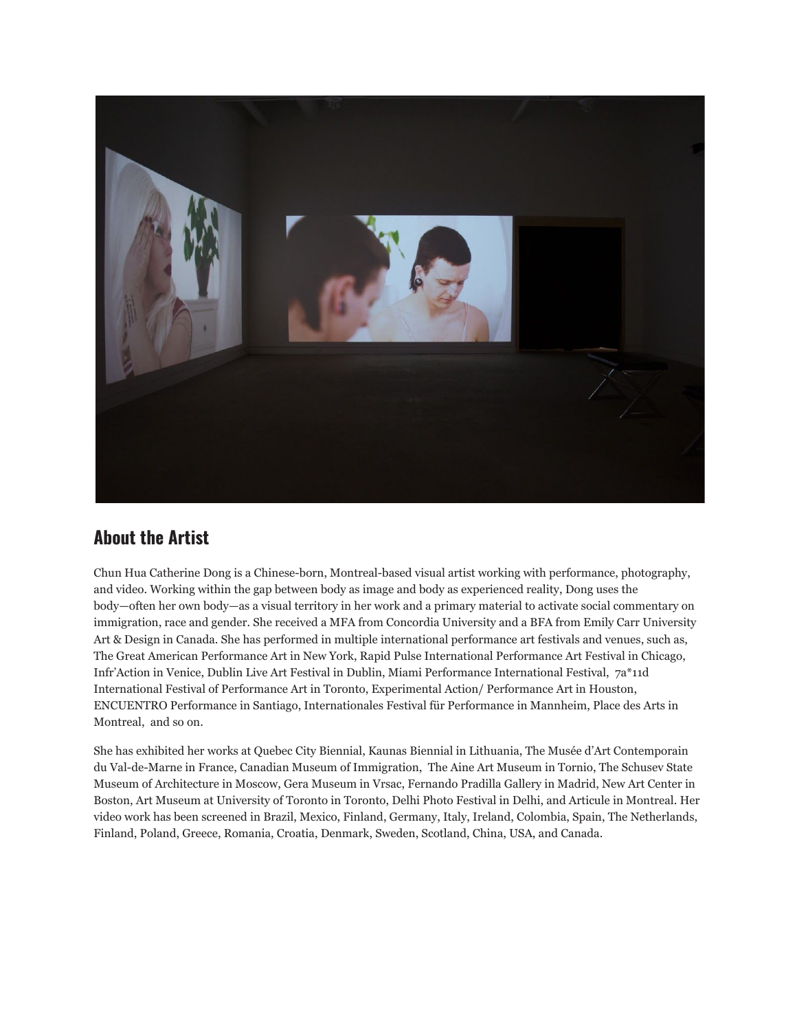## About the Artist

Chun Hua Catherine Dong is a Chinese-born, Montreal-based visual artist working with performance, photography, and video. Working within the gap between body as image and body as experienced reality, Dong uses the body—often her own body—as a visual territory in her work and a primary material to activate social commentary on immigration, race and gender. She received a MFA from Concordia University and a BFA from Emily Carr University Art & Design in Canada. She has performed in multiple international performance art festivals and venues, such as, The Great American Performance Art in New York, Rapid Pulse International Performance Art Festival in Chicago, Infr'Action in Venice, Dublin Live Art Festival in Dublin, Miami Performance International Festival, 7a*11d International Festival of Performance Art in Toronto, Experimental Action/ Performance Art in Houston, ENCUENTRO Performance in Santiago, Internationales Festival für Performance in Mannheim, Place des Arts in Montreal, and so on.

She has exhibited her works at Quebec City Biennial, Kaunas Biennial in Lithuania, The Musée d'Art Contemporain du Val-de-Marne in France, Canadian Museum of Immigration, The Aine Art Museum in Tornio, The Schusev State Museum of Architecture in Moscow, Gera Museum in Vrsac, Fernando Pradilla Gallery in Madrid, New Art Center in Boston, Art Museum at University of Toronto in Toronto, Delhi Photo Festival in Delhi, and Articule in Montreal. Her video work has been screened in Brazil, Mexico, Finland, Germany, Italy, Ireland, Colombia, Spain, The Netherlands, Finland, Poland, Greece, Romania, Croatia, Denmark, Sweden, Scotland, China, USA, and Canada.